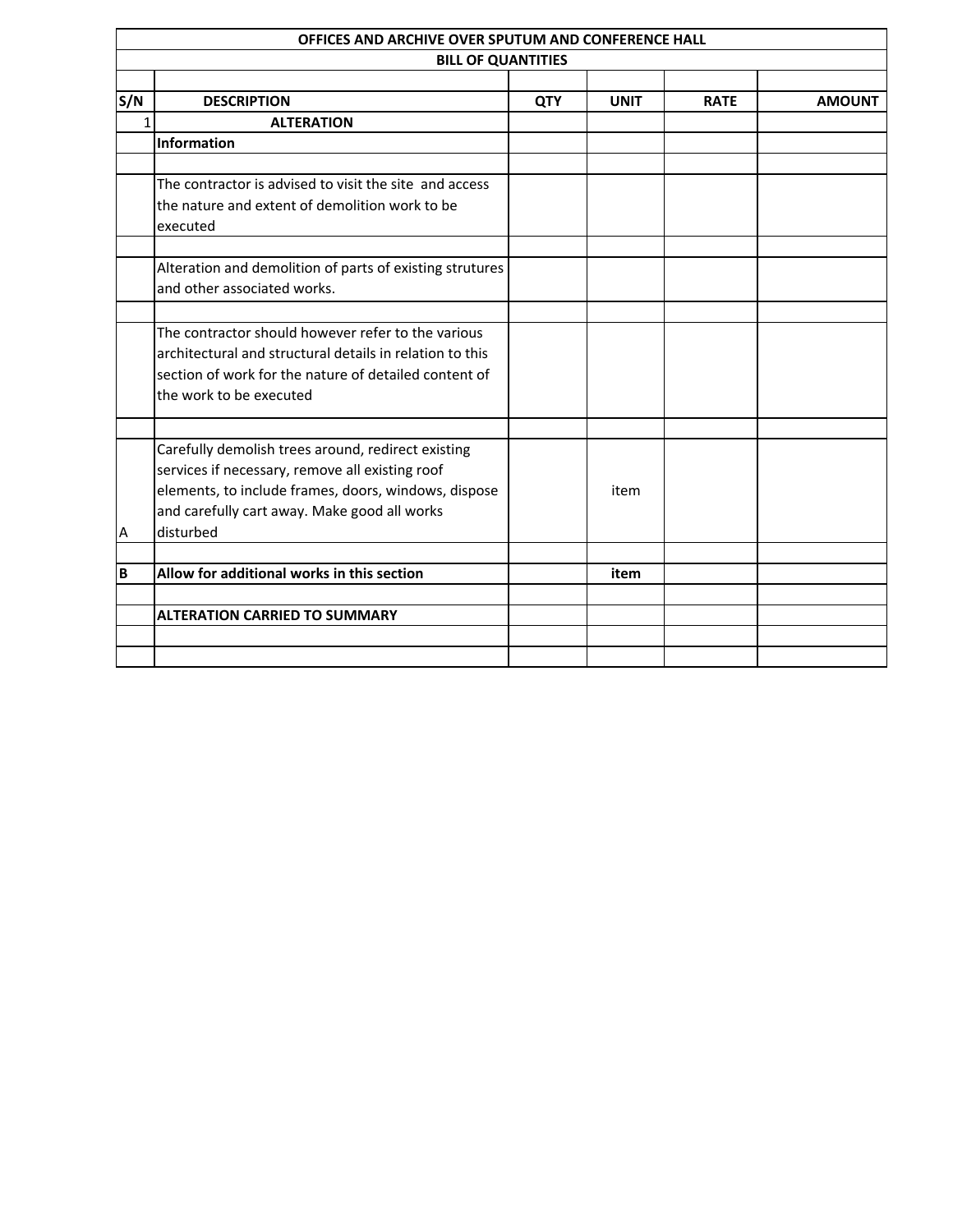| OFFICES AND ARCHIVE OVER SPUTUM AND CONFERENCE HALL | | | | | |
|---|---|---|---|---|---|
| BILL OF QUANTITIES | | | | | |
| | | | | | |
| **S/N** | **DESCRIPTION** | **QTY** | **UNIT** | **RATE** | **AMOUNT** |
| 1 | **ALTERATION** | | | | |
| | **Information** | | | | |
| | | | | | |
| | The contractor is advised to visit the site and access the nature and extent of demolition work to be executed | | | | |
| | | | | | |
| | Alteration and demolition of parts of existing strutures and other associated works. | | | | |
| | | | | | |
| | The contractor should however refer to the various architectural and structural details in relation to this section of work for the nature of detailed content of the work to be executed | | | | |
| | | | | | |
| A | Carefully demolish trees around, redirect existing services if necessary, remove all existing roof elements, to include frames, doors, windows, dispose and carefully cart away. Make good all works disturbed | | item | | |
| | | | | | |
| **B** | **Allow for additional works in this section** | | **item** | | |
| | | | | | |
| | **ALTERATION CARRIED TO SUMMARY** | | | | |
| | | | | | |
| | | | | | |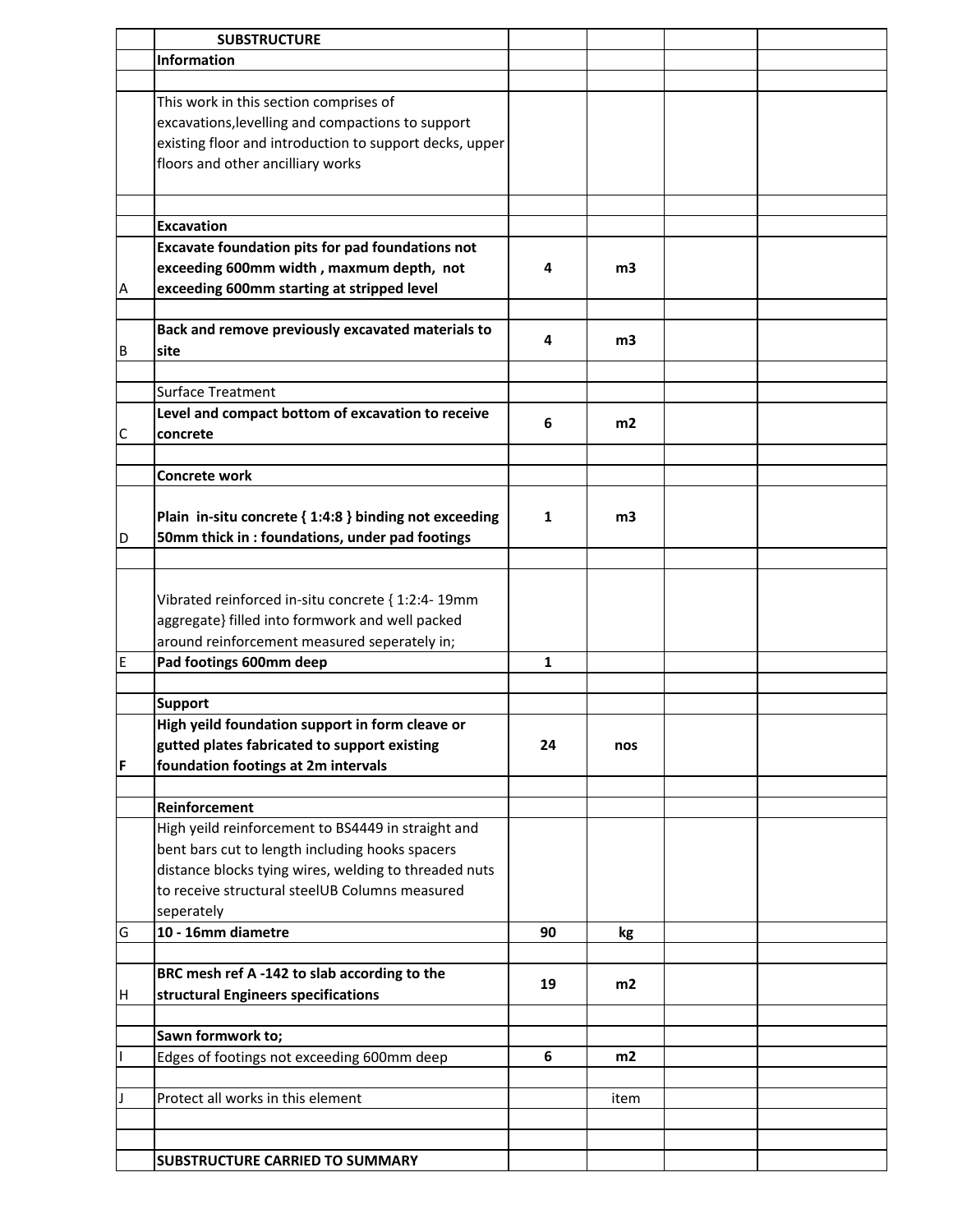| | SUBSTRUCTURE | | | | |
|---|---|---|---|---|---|
| | **Information** | | | | |
| | | | | | |
| | This work in this section comprises of excavations,levelling and compactions to support existing floor and introduction to support decks, upper floors and other ancilliary works | | | | |
| | | | | | |
| | **Excavation** | | | | |
| A | **Excavate foundation pits for pad foundations not exceeding 600mm width , maxmum depth, not exceeding 600mm starting at stripped level** | **4** | **m3** | | |
| | | | | | |
| B | **Back and remove previously excavated materials to site** | **4** | **m3** | | |
| | | | | | |
| | Surface Treatment | | | | |
| C | **Level and compact bottom of excavation to receive concrete** | **6** | **m2** | | |
| | | | | | |
| | **Concrete work** | | | | |
| D | **Plain in-situ concrete { 1:4:8 } binding not exceeding 50mm thick in : foundations, under pad footings** | **1** | **m3** | | |
| | | | | | |
| | Vibrated reinforced in-situ concrete { 1:2:4- 19mm aggregate} filled into formwork and well packed around reinforcement measured seperately in; | | | | |
| E | **Pad footings 600mm deep** | **1** | | | |
| | | | | | |
| | **Support** | | | | |
| **F** | **High yeild foundation support in form cleave or gutted plates fabricated to support existing foundation footings at 2m intervals** | **24** | **nos** | | |
| | | | | | |
| | **Reinforcement** | | | | |
| | High yeild reinforcement to BS4449 in straight and bent bars cut to length including hooks spacers distance blocks tying wires, welding to threaded nuts to receive structural steelUB Columns measured seperately | | | | |
| G | **10 - 16mm diametre** | **90** | **kg** | | |
| | | | | | |
| H | **BRC mesh ref A -142 to slab according to the structural Engineers specifications** | **19** | **m2** | | |
| | | | | | |
| | **Sawn formwork to;** | | | | |
| I | Edges of footings not exceeding 600mm deep | **6** | **m2** | | |
| | | | | | |
| J | Protect all works in this element | | item | | |
| | | | | | |
| | | | | | |
| | **SUBSTRUCTURE CARRIED TO SUMMARY** | | | | |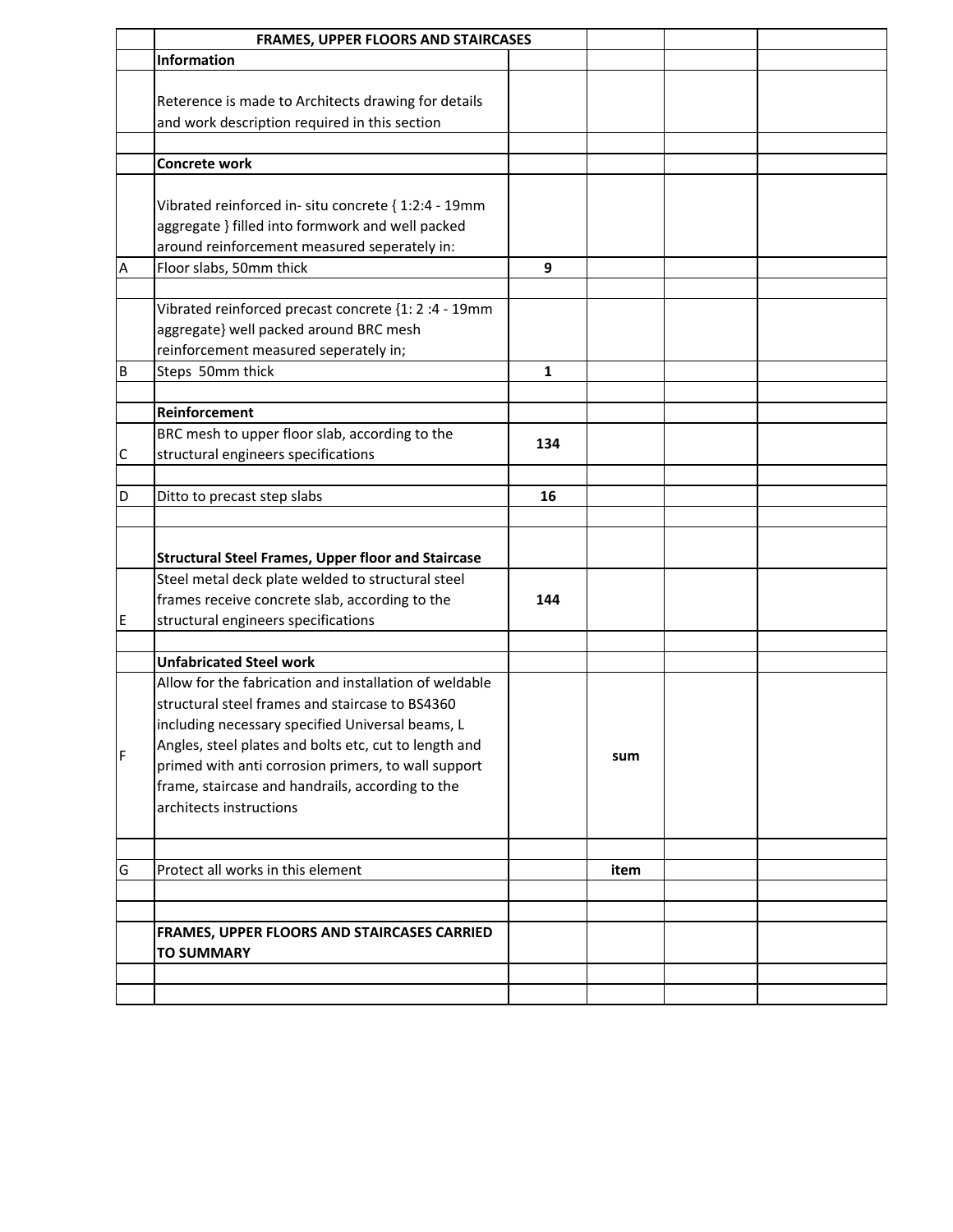| | FRAMES, UPPER FLOORS AND STAIRCASES | | | | |
|---|---|---|---|---|---|
| | **Information** | | | | |
| | Reterence is made to Architects drawing for details and work description required in this section | | | | |
| | | | | | |
| | **Concrete work** | | | | |
| | Vibrated reinforced in- situ concrete { 1:2:4 - 19mm aggregate } filled into formwork and well packed around reinforcement measured seperately in: | | | | |
| A | Floor slabs, 50mm thick | **9** | | | |
| | | | | | |
| | Vibrated reinforced precast concrete {1: 2 :4 - 19mm aggregate} well packed around BRC mesh reinforcement measured seperately in; | | | | |
| B | Steps 50mm thick | **1** | | | |
| | | | | | |
| | **Reinforcement** | | | | |
| C | BRC mesh to upper floor slab, according to the structural engineers specifications | **134** | | | |
| | | | | | |
| D | Ditto to precast step slabs | **16** | | | |
| | | | | | |
| | **Structural Steel Frames, Upper floor and Staircase** | | | | |
| E | Steel metal deck plate welded to structural steel frames receive concrete slab, according to the structural engineers specifications | **144** | | | |
| | | | | | |
| | **Unfabricated Steel work** | | | | |
| F | Allow for the fabrication and installation of weldable structural steel frames and staircase to BS4360 including necessary specified Universal beams, L Angles, steel plates and bolts etc, cut to length and primed with anti corrosion primers, to wall support frame, staircase and handrails, according to the architects instructions | | **sum** | | |
| | | | | | |
| G | Protect all works in this element | | **item** | | |
| | | | | | |
| | | | | | |
| | **FRAMES, UPPER FLOORS AND STAIRCASES CARRIED TO SUMMARY** | | | | |
| | | | | | |
| | | | | | |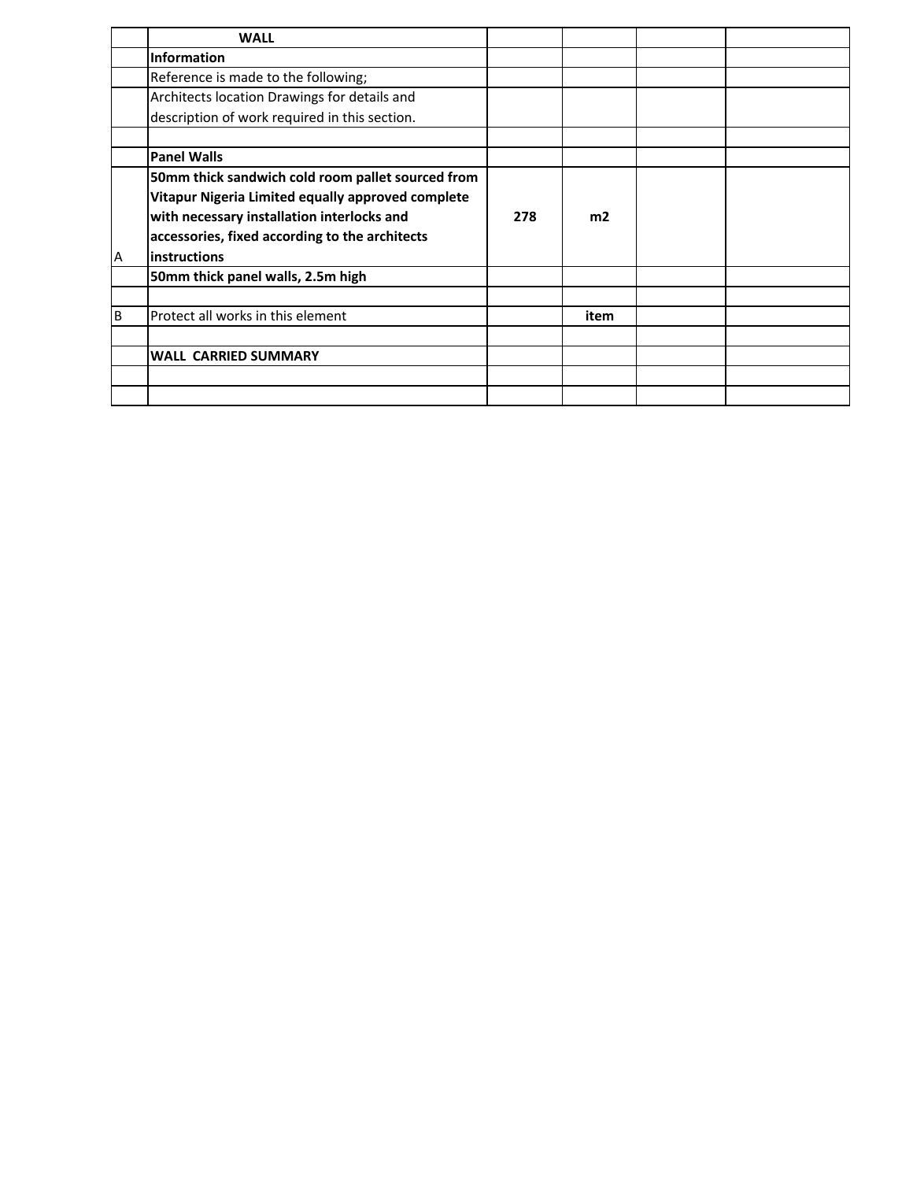| | **WALL** | | | | |
|---|---|---|---|---|---|
| | **Information** | | | | |
| | Reference is made to the following; | | | | |
| | Architects location Drawings for details and description of work required in this section. | | | | |
| | | | | | |
| | **Panel Walls** | | | | |
| A | **50mm thick sandwich cold room pallet sourced from Vitapur Nigeria Limited equally approved complete with necessary installation interlocks and accessories, fixed according to the architects instructions** | **278** | **m2** | | |
| | **50mm thick panel walls, 2.5m high** | | | | |
| | | | | | |
| B | Protect all works in this element | | **item** | | |
| | | | | | |
| | **WALL CARRIED SUMMARY** | | | | |
| | | | | | |
| | | | | | |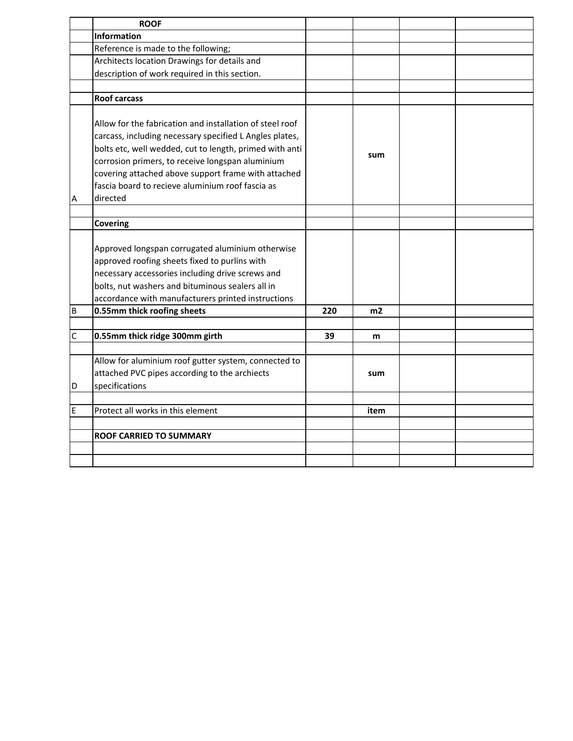| | | | | | |
|---|---|---|---|---|---|
| | **ROOF** | | | | |
| | **Information** | | | | |
| | Reference is made to the following; | | | | |
| | Architects location Drawings for details and description of work required in this section. | | | | |
| | | | | | |
| | **Roof carcass** | | | | |
| A | Allow for the fabrication and installation of steel roof carcass, including necessary specified L Angles plates, bolts etc, well wedded, cut to length, primed with anti corrosion primers, to receive longspan aluminium covering attached above support frame with attached fascia board to recieve aluminium roof fascia as directed | | **sum** | | |
| | | | | | |
| | **Covering** | | | | |
| | Approved longspan corrugated aluminium otherwise approved roofing sheets fixed to purlins with necessary accessories including drive screws and bolts, nut washers and bituminous sealers all in accordance with manufacturers printed instructions | | | | |
| B | **0.55mm thick roofing sheets** | **220** | **m2** | | |
| | | | | | |
| C | **0.55mm thick ridge 300mm girth** | **39** | **m** | | |
| | | | | | |
| D | Allow for aluminium roof gutter system, connected to attached PVC pipes according to the archiects specifications | | **sum** | | |
| | | | | | |
| E | Protect all works in this element | | **item** | | |
| | | | | | |
| | **ROOF CARRIED TO SUMMARY** | | | | |
| | | | | | |
| | | | | | |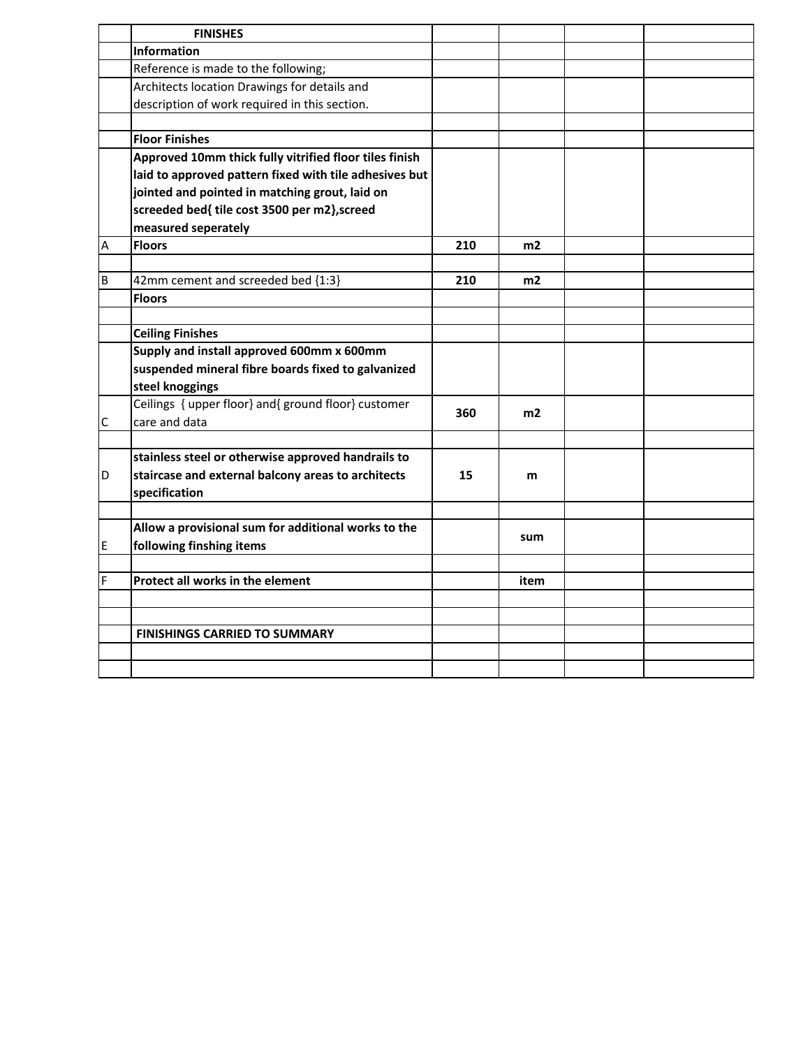| | **FINISHES** | | | | |
|---|---|---|---|---|---|
| | **Information** | | | | |
| | Reference is made to the following; | | | | |
| | Architects location Drawings for details and description of work required in this section. | | | | |
| | | | | | |
| | **Floor Finishes** | | | | |
| | **Approved 10mm thick fully vitrified floor tiles finish laid to approved pattern fixed with tile adhesives but jointed and pointed in matching grout, laid on screeded bed{ tile cost 3500 per m2},screed measured seperately** | | | | |
| A | **Floors** | **210** | **m2** | | |
| | | | | | |
| B | 42mm cement and screeded bed {1:3} | **210** | **m2** | | |
| | **Floors** | | | | |
| | | | | | |
| | **Ceiling Finishes** | | | | |
| | **Supply and install approved 600mm x 600mm suspended mineral fibre boards fixed to galvanized steel knoggings** | | | | |
| C | Ceilings { upper floor} and{ ground floor} customer care and data | **360** | **m2** | | |
| | | | | | |
| D | **stainless steel or otherwise approved handrails to staircase and external balcony areas to architects specification** | **15** | **m** | | |
| | | | | | |
| E | **Allow a provisional sum for additional works to the following finshing items** | | **sum** | | |
| | | | | | |
| F | **Protect all works in the element** | | **item** | | |
| | | | | | |
| | | | | | |
| | **FINISHINGS CARRIED TO SUMMARY** | | | | |
| | | | | | |
| | | | | | |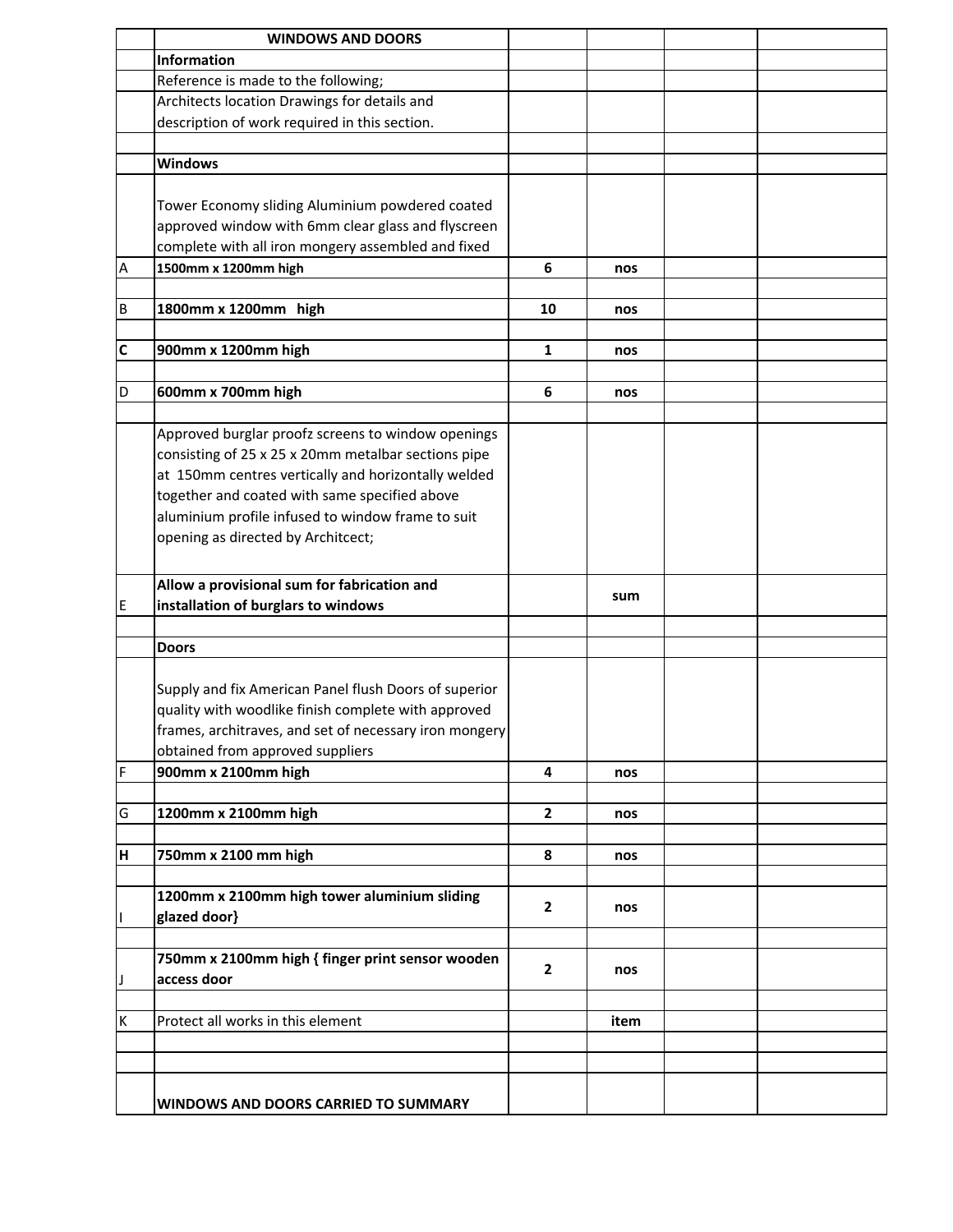| | WINDOWS AND DOORS | | | | |
|---|---|---|---|---|---|
| | **Information** | | | | |
| | Reference is made to the following; | | | | |
| | Architects location Drawings for details and description of work required in this section. | | | | |
| | | | | | |
| | **Windows** | | | | |
| | Tower Economy sliding Aluminium powdered coated approved window with 6mm clear glass and flyscreen complete with all iron mongery assembled and fixed | | | | |
| A | **1500mm x 1200mm high** | **6** | **nos** | | |
| | | | | | |
| B | **1800mm x 1200mm high** | **10** | **nos** | | |
| | | | | | |
| **C** | **900mm x 1200mm high** | **1** | **nos** | | |
| | | | | | |
| D | **600mm x 700mm high** | **6** | **nos** | | |
| | | | | | |
| | Approved burglar proofz screens to window openings consisting of 25 x 25 x 20mm metalbar sections pipe at 150mm centres vertically and horizontally welded together and coated with same specified above aluminium profile infused to window frame to suit opening as directed by Architcect; | | | | |
| E | **Allow a provisional sum for fabrication and installation of burglars to windows** | | **sum** | | |
| | | | | | |
| | **Doors** | | | | |
| | Supply and fix American Panel flush Doors of superior quality with woodlike finish complete with approved frames, architraves, and set of necessary iron mongery obtained from approved suppliers | | | | |
| F | **900mm x 2100mm high** | **4** | **nos** | | |
| | | | | | |
| G | **1200mm x 2100mm high** | **2** | **nos** | | |
| | | | | | |
| **H** | **750mm x 2100 mm high** | **8** | **nos** | | |
| | | | | | |
| I | **1200mm x 2100mm high tower aluminium sliding glazed door}** | **2** | **nos** | | |
| | | | | | |
| J | **750mm x 2100mm high { finger print sensor wooden access door** | **2** | **nos** | | |
| | | | | | |
| K | Protect all works in this element | | **item** | | |
| | | | | | |
| | | | | | |
| | **WINDOWS AND DOORS CARRIED TO SUMMARY** | | | | |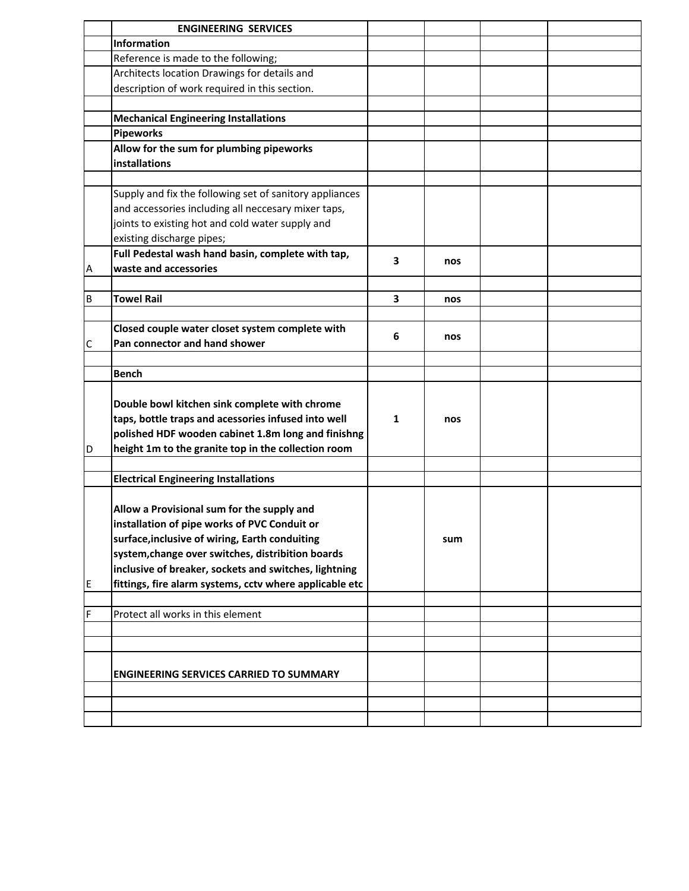| | ENGINEERING SERVICES | | | | |
|---|---|---|---|---|---|
| | **Information** | | | | |
| | Reference is made to the following; | | | | |
| | Architects location Drawings for details and description of work required in this section. | | | | |
| | | | | | |
| | **Mechanical Engineering Installations** | | | | |
| | **Pipeworks** | | | | |
| | **Allow for the sum for plumbing pipeworks installations** | | | | |
| | | | | | |
| | Supply and fix the following set of sanitory appliances and accessories including all neccesary mixer taps, joints to existing hot and cold water supply and existing discharge pipes; | | | | |
| A | **Full Pedestal wash hand basin, complete with tap, waste and accessories** | **3** | **nos** | | |
| | | | | | |
| B | **Towel Rail** | **3** | **nos** | | |
| | | | | | |
| C | **Closed couple water closet system complete with Pan connector and hand shower** | **6** | **nos** | | |
| | | | | | |
| | **Bench** | | | | |
| D | **Double bowl kitchen sink complete with chrome taps, bottle traps and acessories infused into well polished HDF wooden cabinet 1.8m long and finishng height 1m to the granite top in the collection room** | **1** | **nos** | | |
| | | | | | |
| | **Electrical Engineering Installations** | | | | |
| E | **Allow a Provisional sum for the supply and installation of pipe works of PVC Conduit or surface,inclusive of wiring, Earth conduiting system,change over switches, distribition boards inclusive of breaker, sockets and switches, lightning fittings, fire alarm systems, cctv where applicable etc** | | **sum** | | |
| | | | | | |
| F | Protect all works in this element | | | | |
| | | | | | |
| | | | | | |
| | **ENGINEERING SERVICES CARRIED TO SUMMARY** | | | | |
| | | | | | |
| | | | | | |
| | | | | | |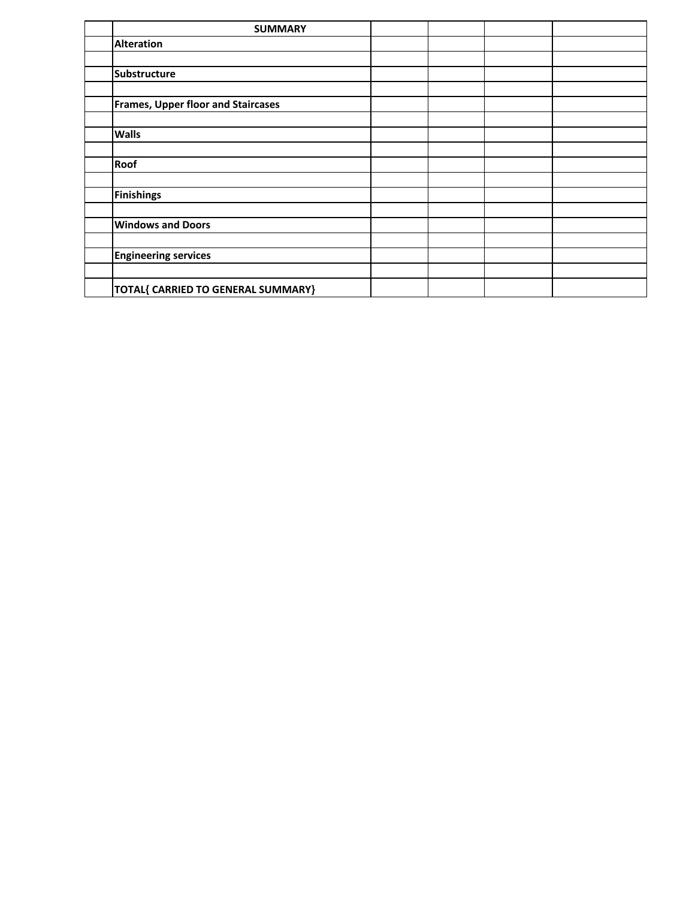| | SUMMARY | | | | |
|---|---|---|---|---|---|
| | **Alteration** | | | | |
| | | | | | |
| | **Substructure** | | | | |
| | | | | | |
| | **Frames, Upper floor and Staircases** | | | | |
| | | | | | |
| | **Walls** | | | | |
| | | | | | |
| | **Roof** | | | | |
| | | | | | |
| | **Finishings** | | | | |
| | | | | | |
| | **Windows and Doors** | | | | |
| | | | | | |
| | **Engineering services** | | | | |
| | | | | | |
| | **TOTAL{ CARRIED TO GENERAL SUMMARY}** | | | | |